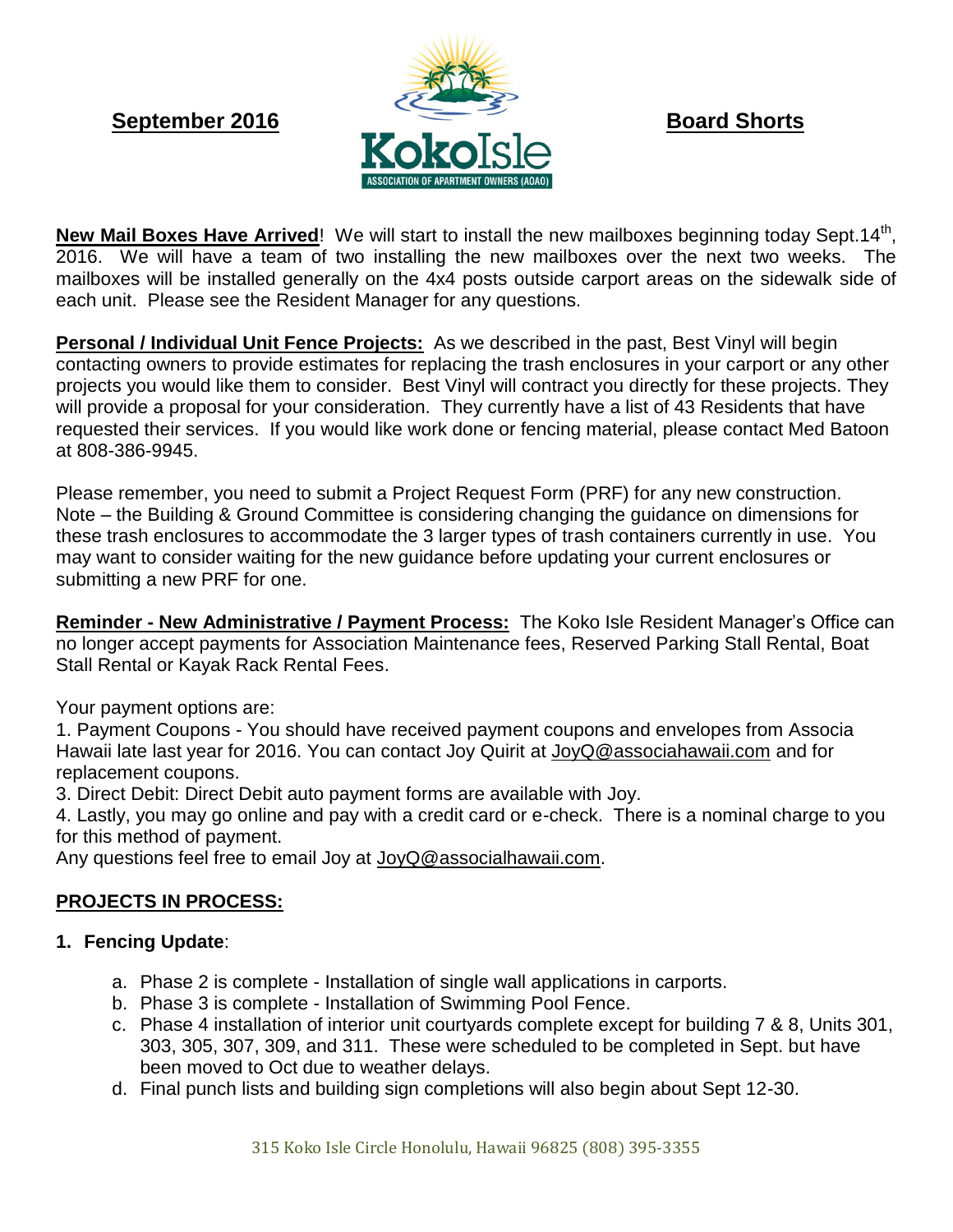**September 2016** **Koko Isle** ASSOCIATION OF APARTMENT OWNERS (AOAO) **Board Shorts**

**New Mail Boxes Have Arrived**! We will start to install the new mailboxes beginning today Sept.14th, 2016. We will have a team of two installing the new mailboxes over the next two weeks. The mailboxes will be installed generally on the 4x4 posts outside carport areas on the sidewalk side of each unit. Please see the Resident Manager for any questions.

**Personal / Individual Unit Fence Projects:** As we described in the past, Best Vinyl will begin contacting owners to provide estimates for replacing the trash enclosures in your carport or any other projects you would like them to consider. Best Vinyl will contract you directly for these projects. They will provide a proposal for your consideration. They currently have a list of 43 Residents that have requested their services. If you would like work done or fencing material, please contact Med Batoon at 808-386-9945.

Please remember, you need to submit a Project Request Form (PRF) for any new construction. Note – the Building & Ground Committee is considering changing the guidance on dimensions for these trash enclosures to accommodate the 3 larger types of trash containers currently in use. You may want to consider waiting for the new guidance before updating your current enclosures or submitting a new PRF for one.

**Reminder - New Administrative / Payment Process:** The Koko Isle Resident Manager's Office can no longer accept payments for Association Maintenance fees, Reserved Parking Stall Rental, Boat Stall Rental or Kayak Rack Rental Fees.

Your payment options are:
1. Payment Coupons - You should have received payment coupons and envelopes from Associa Hawaii late last year for 2016. You can contact Joy Quirit at JoyQ@associahawaii.com and for replacement coupons.
3. Direct Debit: Direct Debit auto payment forms are available with Joy.
4. Lastly, you may go online and pay with a credit card or e-check. There is a nominal charge to you for this method of payment.

Any questions feel free to email Joy at JoyQ@associalhawaii.com.

## PROJECTS IN PROCESS:

1. **Fencing Update**:
   a. Phase 2 is complete - Installation of single wall applications in carports.
   b. Phase 3 is complete - Installation of Swimming Pool Fence.
   c. Phase 4 installation of interior unit courtyards complete except for building 7 & 8, Units 301, 303, 305, 307, 309, and 311. These were scheduled to be completed in Sept. but have been moved to Oct due to weather delays.
   d. Final punch lists and building sign completions will also begin about Sept 12-30.

315 Koko Isle Circle Honolulu, Hawaii 96825 (808) 395-3355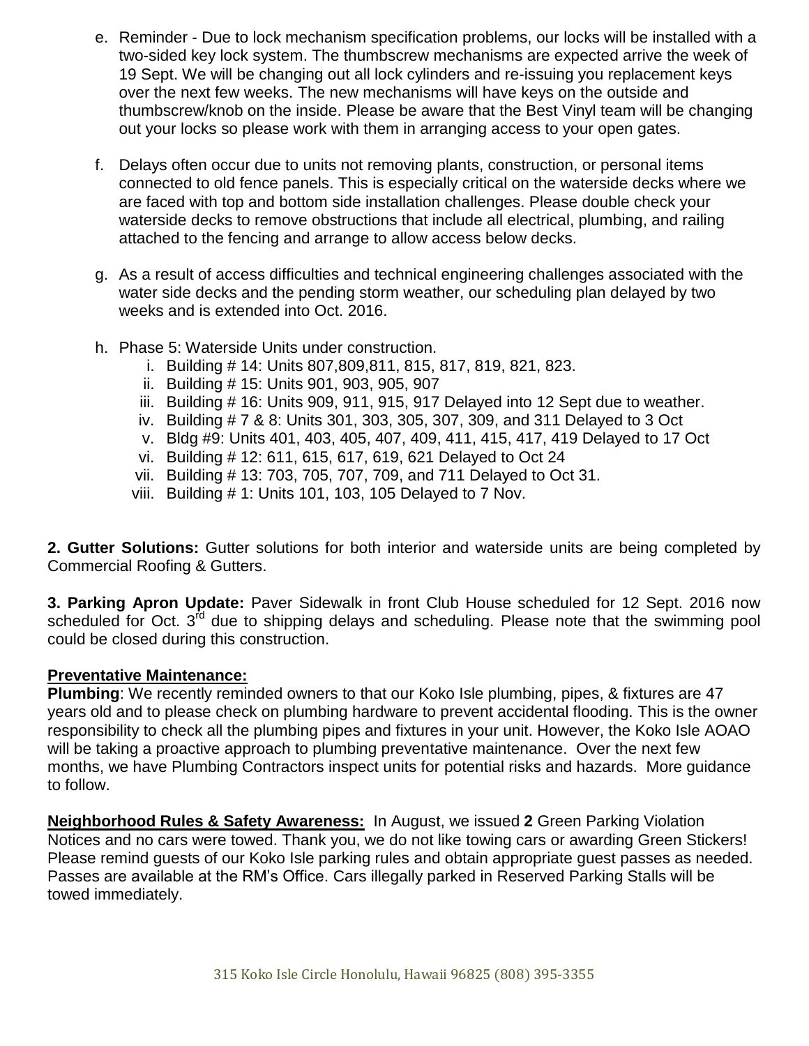e. Reminder - Due to lock mechanism specification problems, our locks will be installed with a two-sided key lock system. The thumbscrew mechanisms are expected arrive the week of 19 Sept. We will be changing out all lock cylinders and re-issuing you replacement keys over the next few weeks. The new mechanisms will have keys on the outside and thumbscrew/knob on the inside. Please be aware that the Best Vinyl team will be changing out your locks so please work with them in arranging access to your open gates.

f. Delays often occur due to units not removing plants, construction, or personal items connected to old fence panels. This is especially critical on the waterside decks where we are faced with top and bottom side installation challenges. Please double check your waterside decks to remove obstructions that include all electrical, plumbing, and railing attached to the fencing and arrange to allow access below decks.

g. As a result of access difficulties and technical engineering challenges associated with the water side decks and the pending storm weather, our scheduling plan delayed by two weeks and is extended into Oct. 2016.

h. Phase 5: Waterside Units under construction.
   i. Building # 14: Units 807,809,811, 815, 817, 819, 821, 823.
   ii. Building # 15: Units 901, 903, 905, 907
   iii. Building # 16: Units 909, 911, 915, 917 Delayed into 12 Sept due to weather.
   iv. Building # 7 & 8: Units 301, 303, 305, 307, 309, and 311 Delayed to 3 Oct
   v. Bldg #9: Units 401, 403, 405, 407, 409, 411, 415, 417, 419 Delayed to 17 Oct
   vi. Building # 12: 611, 615, 617, 619, 621 Delayed to Oct 24
   vii. Building # 13: 703, 705, 707, 709, and 711 Delayed to Oct 31.
   viii. Building # 1: Units 101, 103, 105 Delayed to 7 Nov.

**2. Gutter Solutions:** Gutter solutions for both interior and waterside units are being completed by Commercial Roofing & Gutters.

**3. Parking Apron Update:** Paver Sidewalk in front Club House scheduled for 12 Sept. 2016 now scheduled for Oct. 3rd due to shipping delays and scheduling. Please note that the swimming pool could be closed during this construction.

**<u>Preventative Maintenance:</u>**

**Plumbing**: We recently reminded owners to that our Koko Isle plumbing, pipes, & fixtures are 47 years old and to please check on plumbing hardware to prevent accidental flooding. This is the owner responsibility to check all the plumbing pipes and fixtures in your unit. However, the Koko Isle AOAO will be taking a proactive approach to plumbing preventative maintenance. Over the next few months, we have Plumbing Contractors inspect units for potential risks and hazards. More guidance to follow.

**<u>Neighborhood Rules & Safety Awareness:</u>** In August, we issued **2** Green Parking Violation Notices and no cars were towed. Thank you, we do not like towing cars or awarding Green Stickers! Please remind guests of our Koko Isle parking rules and obtain appropriate guest passes as needed. Passes are available at the RM's Office. Cars illegally parked in Reserved Parking Stalls will be towed immediately.

315 Koko Isle Circle Honolulu, Hawaii 96825 (808) 395-3355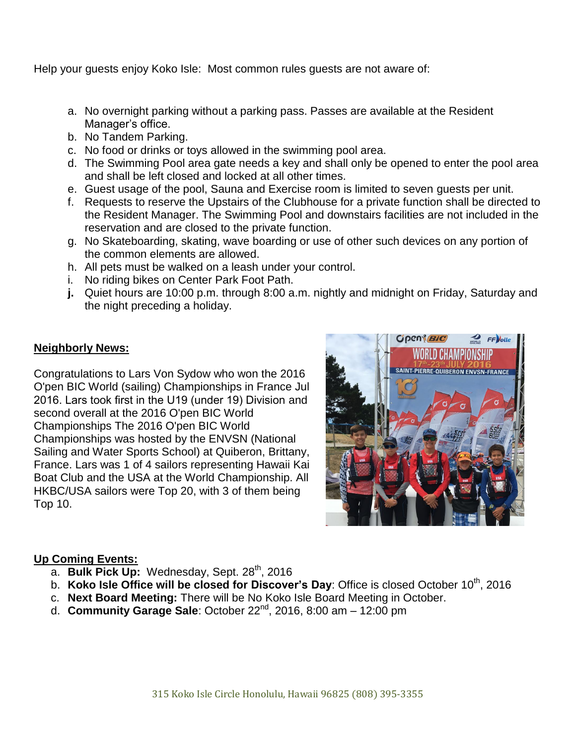Help your guests enjoy Koko Isle: Most common rules guests are not aware of:

a. No overnight parking without a parking pass. Passes are available at the Resident Manager's office.
b. No Tandem Parking.
c. No food or drinks or toys allowed in the swimming pool area.
d. The Swimming Pool area gate needs a key and shall only be opened to enter the pool area and shall be left closed and locked at all other times.
e. Guest usage of the pool, Sauna and Exercise room is limited to seven guests per unit.
f. Requests to reserve the Upstairs of the Clubhouse for a private function shall be directed to the Resident Manager. The Swimming Pool and downstairs facilities are not included in the reservation and are closed to the private function.
g. No Skateboarding, skating, wave boarding or use of other such devices on any portion of the common elements are allowed.
h. All pets must be walked on a leash under your control.
i. No riding bikes on Center Park Foot Path.
**j.** Quiet hours are 10:00 p.m. through 8:00 a.m. nightly and midnight on Friday, Saturday and the night preceding a holiday.

**Neighborly News:**

Congratulations to Lars Von Sydow who won the 2016 O'pen BIC World (sailing) Championships in France Jul 2016. Lars took first in the U19 (under 19) Division and second overall at the 2016 O'pen BIC World Championships The 2016 O'pen BIC World Championships was hosted by the ENVSN (National Sailing and Water Sports School) at Quiberon, Brittany, France. Lars was 1 of 4 sailors representing Hawaii Kai Boat Club and the USA at the World Championship. All HKBC/USA sailors were Top 20, with 3 of them being Top 10.

**Up Coming Events:**

a. **Bulk Pick Up:** Wednesday, Sept. 28th, 2016
b. **Koko Isle Office will be closed for Discover's Day**: Office is closed October 10th, 2016
c. **Next Board Meeting:** There will be No Koko Isle Board Meeting in October.
d. **Community Garage Sale**: October 22nd, 2016, 8:00 am – 12:00 pm